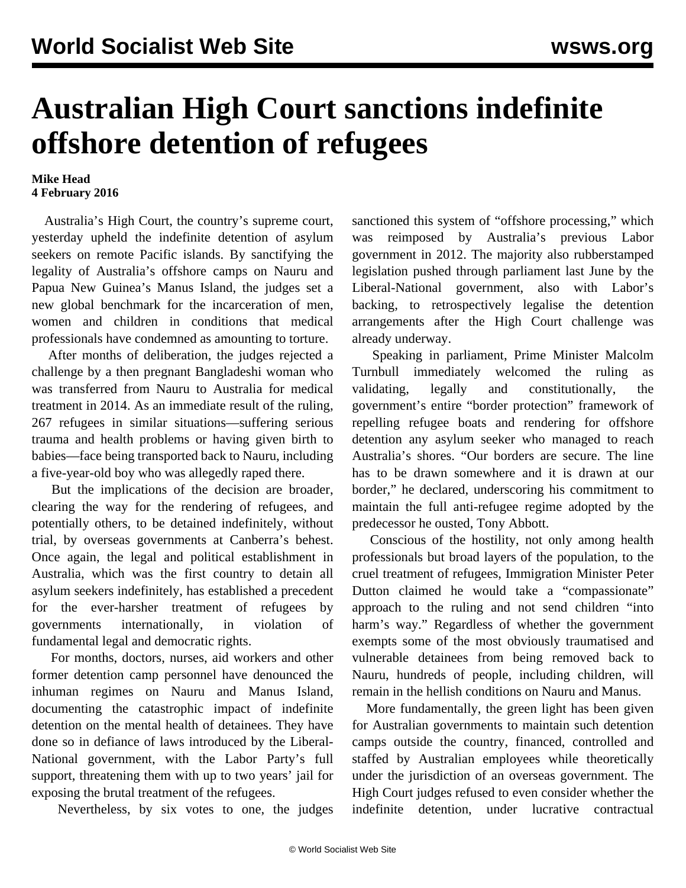# Australian High Court sanctions indefinite offshore detention of refugees

**Mike Head**
**4 February 2016**

Australia's High Court, the country's supreme court, yesterday upheld the indefinite detention of asylum seekers on remote Pacific islands. By sanctifying the legality of Australia's offshore camps on Nauru and Papua New Guinea's Manus Island, the judges set a new global benchmark for the incarceration of men, women and children in conditions that medical professionals have condemned as amounting to torture.

After months of deliberation, the judges rejected a challenge by a then pregnant Bangladeshi woman who was transferred from Nauru to Australia for medical treatment in 2014. As an immediate result of the ruling, 267 refugees in similar situations—suffering serious trauma and health problems or having given birth to babies—face being transported back to Nauru, including a five-year-old boy who was allegedly raped there.

But the implications of the decision are broader, clearing the way for the rendering of refugees, and potentially others, to be detained indefinitely, without trial, by overseas governments at Canberra's behest. Once again, the legal and political establishment in Australia, which was the first country to detain all asylum seekers indefinitely, has established a precedent for the ever-harsher treatment of refugees by governments internationally, in violation of fundamental legal and democratic rights.

For months, doctors, nurses, aid workers and other former detention camp personnel have denounced the inhuman regimes on Nauru and Manus Island, documenting the catastrophic impact of indefinite detention on the mental health of detainees. They have done so in defiance of laws introduced by the Liberal-National government, with the Labor Party's full support, threatening them with up to two years' jail for exposing the brutal treatment of the refugees.

Nevertheless, by six votes to one, the judges sanctioned this system of "offshore processing," which was reimposed by Australia's previous Labor government in 2012. The majority also rubberstamped legislation pushed through parliament last June by the Liberal-National government, also with Labor's backing, to retrospectively legalise the detention arrangements after the High Court challenge was already underway.

Speaking in parliament, Prime Minister Malcolm Turnbull immediately welcomed the ruling as validating, legally and constitutionally, the government's entire "border protection" framework of repelling refugee boats and rendering for offshore detention any asylum seeker who managed to reach Australia's shores. "Our borders are secure. The line has to be drawn somewhere and it is drawn at our border," he declared, underscoring his commitment to maintain the full anti-refugee regime adopted by the predecessor he ousted, Tony Abbott.

Conscious of the hostility, not only among health professionals but broad layers of the population, to the cruel treatment of refugees, Immigration Minister Peter Dutton claimed he would take a "compassionate" approach to the ruling and not send children "into harm's way." Regardless of whether the government exempts some of the most obviously traumatised and vulnerable detainees from being removed back to Nauru, hundreds of people, including children, will remain in the hellish conditions on Nauru and Manus.

More fundamentally, the green light has been given for Australian governments to maintain such detention camps outside the country, financed, controlled and staffed by Australian employees while theoretically under the jurisdiction of an overseas government. The High Court judges refused to even consider whether the indefinite detention, under lucrative contractual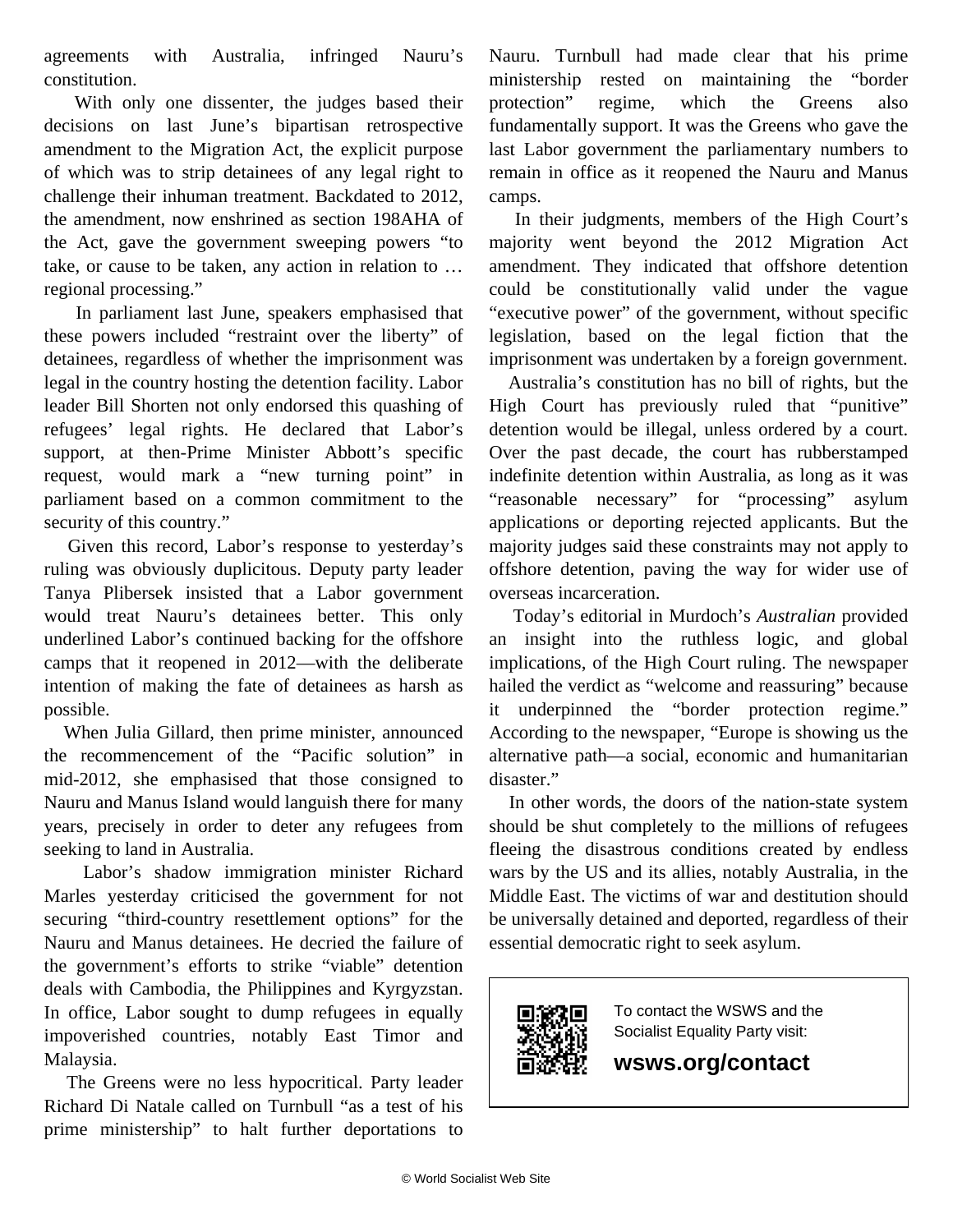agreements with Australia, infringed Nauru's constitution.

With only one dissenter, the judges based their decisions on last June's bipartisan retrospective amendment to the Migration Act, the explicit purpose of which was to strip detainees of any legal right to challenge their inhuman treatment. Backdated to 2012, the amendment, now enshrined as section 198AHA of the Act, gave the government sweeping powers "to take, or cause to be taken, any action in relation to … regional processing."

In parliament last June, speakers emphasised that these powers included "restraint over the liberty" of detainees, regardless of whether the imprisonment was legal in the country hosting the detention facility. Labor leader Bill Shorten not only endorsed this quashing of refugees' legal rights. He declared that Labor's support, at then-Prime Minister Abbott's specific request, would mark a "new turning point" in parliament based on a common commitment to the security of this country."

Given this record, Labor's response to yesterday's ruling was obviously duplicitous. Deputy party leader Tanya Plibersek insisted that a Labor government would treat Nauru's detainees better. This only underlined Labor's continued backing for the offshore camps that it reopened in 2012—with the deliberate intention of making the fate of detainees as harsh as possible.

When Julia Gillard, then prime minister, announced the recommencement of the "Pacific solution" in mid-2012, she emphasised that those consigned to Nauru and Manus Island would languish there for many years, precisely in order to deter any refugees from seeking to land in Australia.

Labor's shadow immigration minister Richard Marles yesterday criticised the government for not securing "third-country resettlement options" for the Nauru and Manus detainees. He decried the failure of the government's efforts to strike "viable" detention deals with Cambodia, the Philippines and Kyrgyzstan. In office, Labor sought to dump refugees in equally impoverished countries, notably East Timor and Malaysia.

The Greens were no less hypocritical. Party leader Richard Di Natale called on Turnbull "as a test of his prime ministership" to halt further deportations to Nauru. Turnbull had made clear that his prime ministership rested on maintaining the "border protection" regime, which the Greens also fundamentally support. It was the Greens who gave the last Labor government the parliamentary numbers to remain in office as it reopened the Nauru and Manus camps.

In their judgments, members of the High Court's majority went beyond the 2012 Migration Act amendment. They indicated that offshore detention could be constitutionally valid under the vague "executive power" of the government, without specific legislation, based on the legal fiction that the imprisonment was undertaken by a foreign government.

Australia's constitution has no bill of rights, but the High Court has previously ruled that "punitive" detention would be illegal, unless ordered by a court. Over the past decade, the court has rubberstamped indefinite detention within Australia, as long as it was "reasonable necessary" for "processing" asylum applications or deporting rejected applicants. But the majority judges said these constraints may not apply to offshore detention, paving the way for wider use of overseas incarceration.

Today's editorial in Murdoch's *Australian* provided an insight into the ruthless logic, and global implications, of the High Court ruling. The newspaper hailed the verdict as "welcome and reassuring" because it underpinned the "border protection regime." According to the newspaper, "Europe is showing us the alternative path—a social, economic and humanitarian disaster."

In other words, the doors of the nation-state system should be shut completely to the millions of refugees fleeing the disastrous conditions created by endless wars by the US and its allies, notably Australia, in the Middle East. The victims of war and destitution should be universally detained and deported, regardless of their essential democratic right to seek asylum.

To contact the WSWS and the Socialist Equality Party visit:

**wsws.org/contact**